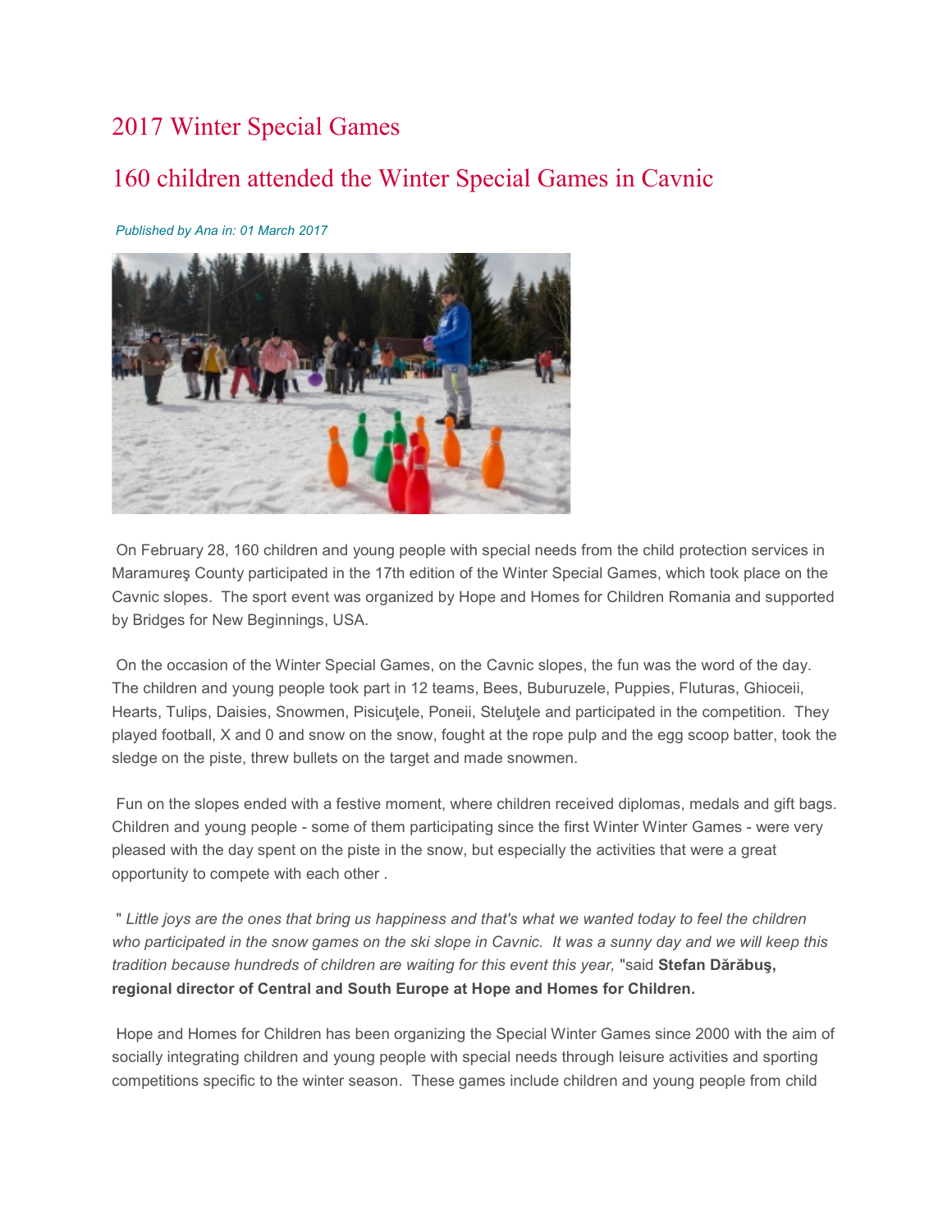# 2017 Winter Special Games

## 160 children attended the Winter Special Games in Cavnic

*Published by Ana in: 01 March 2017*

On February 28, 160 children and young people with special needs from the child protection services in Maramureş County participated in the 17th edition of the Winter Special Games, which took place on the Cavnic slopes. The sport event was organized by Hope and Homes for Children Romania and supported by Bridges for New Beginnings, USA.

On the occasion of the Winter Special Games, on the Cavnic slopes, the fun was the word of the day. The children and young people took part in 12 teams, Bees, Buburuzele, Puppies, Fluturas, Ghioceii, Hearts, Tulips, Daisies, Snowmen, Pisicuţele, Poneii, Steluţele and participated in the competition. They played football, X and 0 and snow on the snow, fought at the rope pulp and the egg scoop batter, took the sledge on the piste, threw bullets on the target and made snowmen.

Fun on the slopes ended with a festive moment, where children received diplomas, medals and gift bags. Children and young people - some of them participating since the first Winter Winter Games - were very pleased with the day spent on the piste in the snow, but especially the activities that were a great opportunity to compete with each other .

" *Little joys are the ones that bring us happiness and that's what we wanted today to feel the children who participated in the snow games on the ski slope in Cavnic. It was a sunny day and we will keep this tradition because hundreds of children are waiting for this event this year,* "said **Stefan Dărăbuş, regional director of Central and South Europe at Hope and Homes for Children.**

Hope and Homes for Children has been organizing the Special Winter Games since 2000 with the aim of socially integrating children and young people with special needs through leisure activities and sporting competitions specific to the winter season. These games include children and young people from child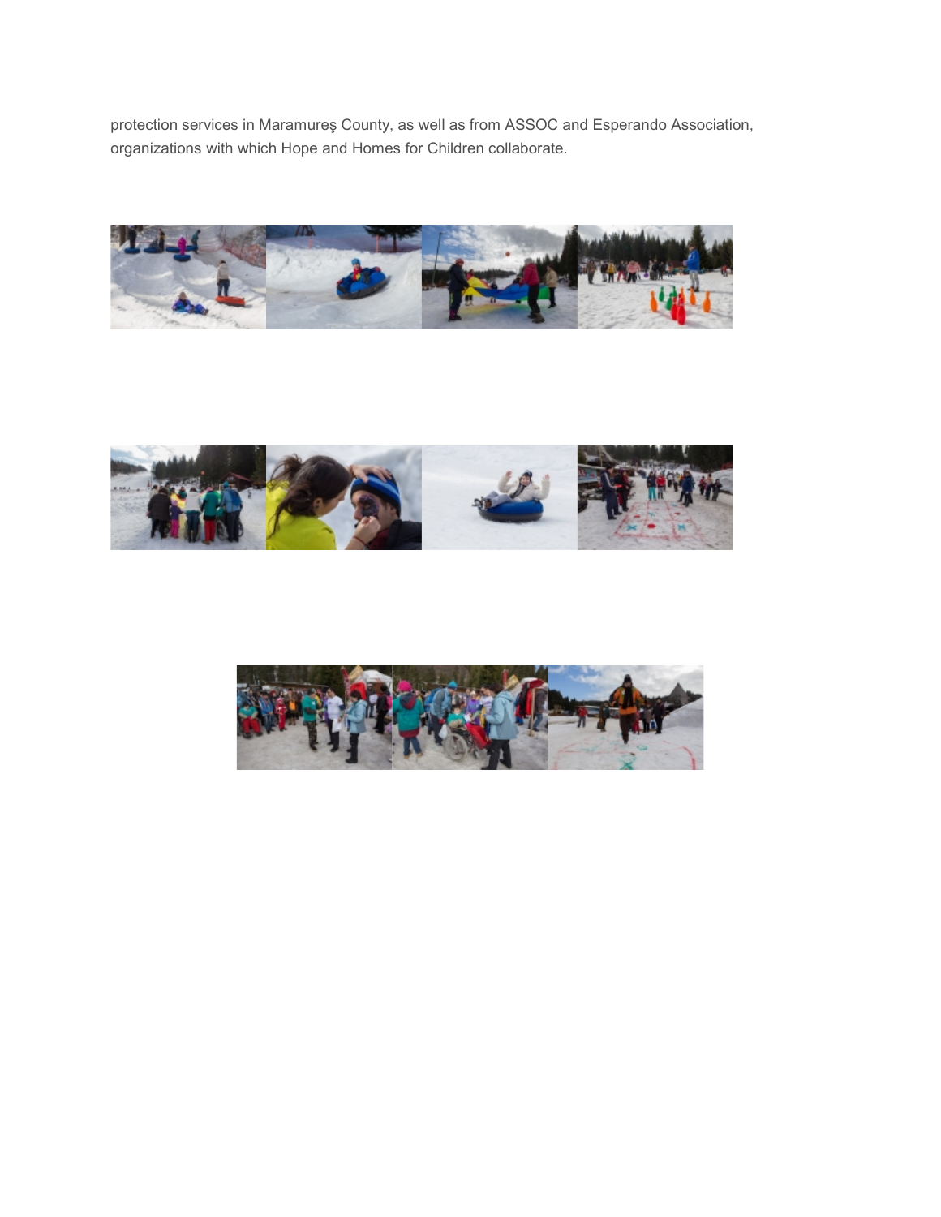protection services in Maramureş County, as well as from ASSOC and Esperando Association, organizations with which Hope and Homes for Children collaborate.